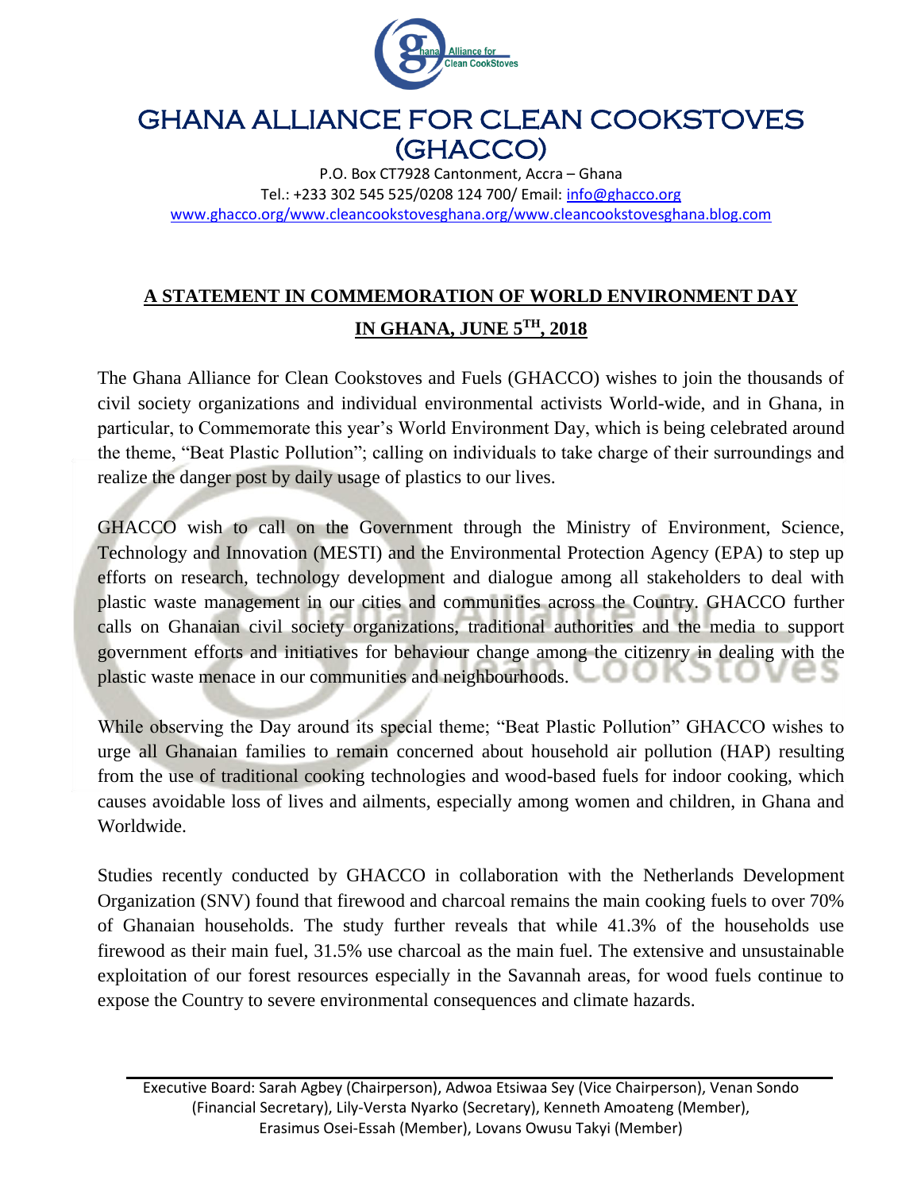# GHANA ALLIANCE FOR CLEAN COOKSTOVES (GHACCO)

P.O. Box CT7928 Cantonment, Accra – Ghana
Tel.: +233 302 545 525/0208 124 700/ Email: info@ghacco.org
www.ghacco.org/www.cleancookstovesghana.org/www.cleancookstovesghana.blog.com

## A STATEMENT IN COMMEMORATION OF WORLD ENVIRONMENT DAY IN GHANA, JUNE 5TH, 2018

The Ghana Alliance for Clean Cookstoves and Fuels (GHACCO) wishes to join the thousands of civil society organizations and individual environmental activists World-wide, and in Ghana, in particular, to Commemorate this year's World Environment Day, which is being celebrated around the theme, "Beat Plastic Pollution"; calling on individuals to take charge of their surroundings and realize the danger post by daily usage of plastics to our lives.

GHACCO wish to call on the Government through the Ministry of Environment, Science, Technology and Innovation (MESTI) and the Environmental Protection Agency (EPA) to step up efforts on research, technology development and dialogue among all stakeholders to deal with plastic waste management in our cities and communities across the Country. GHACCO further calls on Ghanaian civil society organizations, traditional authorities and the media to support government efforts and initiatives for behaviour change among the citizenry in dealing with the plastic waste menace in our communities and neighbourhoods.

While observing the Day around its special theme; "Beat Plastic Pollution" GHACCO wishes to urge all Ghanaian families to remain concerned about household air pollution (HAP) resulting from the use of traditional cooking technologies and wood-based fuels for indoor cooking, which causes avoidable loss of lives and ailments, especially among women and children, in Ghana and Worldwide.

Studies recently conducted by GHACCO in collaboration with the Netherlands Development Organization (SNV) found that firewood and charcoal remains the main cooking fuels to over 70% of Ghanaian households. The study further reveals that while 41.3% of the households use firewood as their main fuel, 31.5% use charcoal as the main fuel. The extensive and unsustainable exploitation of our forest resources especially in the Savannah areas, for wood fuels continue to expose the Country to severe environmental consequences and climate hazards.

Executive Board: Sarah Agbey (Chairperson), Adwoa Etsiwaa Sey (Vice Chairperson), Venan Sondo (Financial Secretary), Lily-Versta Nyarko (Secretary), Kenneth Amoateng (Member), Erasimus Osei-Essah (Member), Lovans Owusu Takyi (Member)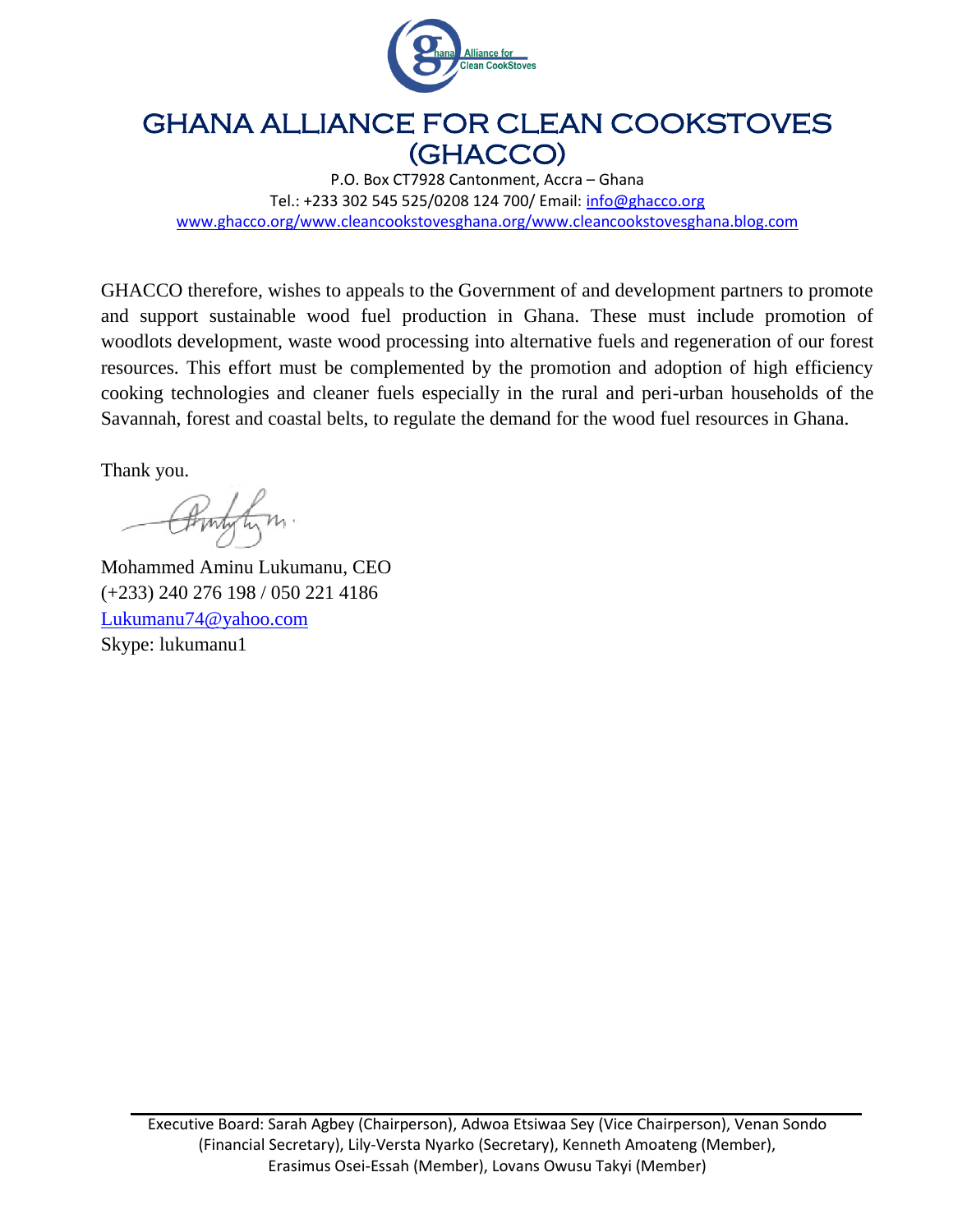# GHANA ALLIANCE FOR CLEAN COOKSTOVES (GHACCO)

P.O. Box CT7928 Cantonment, Accra – Ghana
Tel.: +233 302 545 525/0208 124 700/ Email: info@ghacco.org
www.ghacco.org/www.cleancookstovesghana.org/www.cleancookstovesghana.blog.com

GHACCO therefore, wishes to appeals to the Government of and development partners to promote and support sustainable wood fuel production in Ghana. These must include promotion of woodlots development, waste wood processing into alternative fuels and regeneration of our forest resources. This effort must be complemented by the promotion and adoption of high efficiency cooking technologies and cleaner fuels especially in the rural and peri-urban households of the Savannah, forest and coastal belts, to regulate the demand for the wood fuel resources in Ghana.

Thank you.

Mohammed Aminu Lukumanu, CEO
(+233) 240 276 198 / 050 221 4186
Lukumanu74@yahoo.com
Skype: lukumanu1

Executive Board: Sarah Agbey (Chairperson), Adwoa Etsiwaa Sey (Vice Chairperson), Venan Sondo (Financial Secretary), Lily-Versta Nyarko (Secretary), Kenneth Amoateng (Member), Erasimus Osei-Essah (Member), Lovans Owusu Takyi (Member)